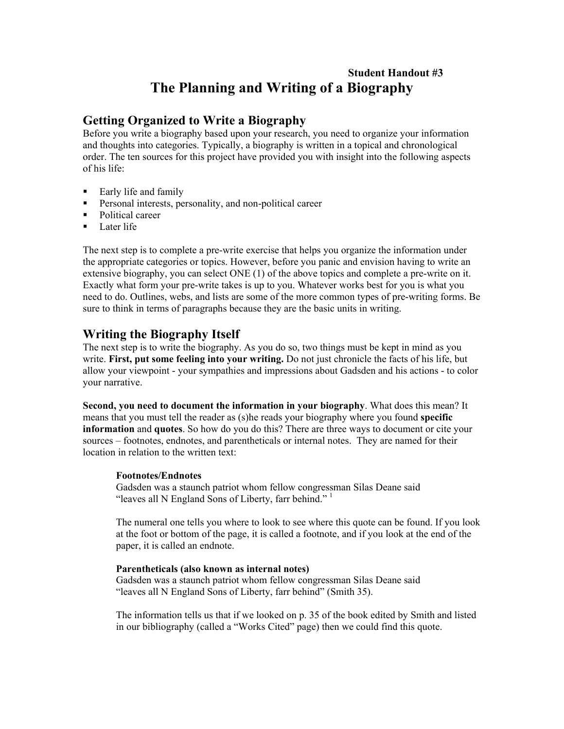**Student Handout #3**

# The Planning and Writing of a Biography

## Getting Organized to Write a Biography

Before you write a biography based upon your research, you need to organize your information and thoughts into categories. Typically, a biography is written in a topical and chronological order. The ten sources for this project have provided you with insight into the following aspects of his life:

- Early life and family
- Personal interests, personality, and non-political career
- Political career
- Later life

The next step is to complete a pre-write exercise that helps you organize the information under the appropriate categories or topics. However, before you panic and envision having to write an extensive biography, you can select ONE (1) of the above topics and complete a pre-write on it. Exactly what form your pre-write takes is up to you. Whatever works best for you is what you need to do. Outlines, webs, and lists are some of the more common types of pre-writing forms. Be sure to think in terms of paragraphs because they are the basic units in writing.

## Writing the Biography Itself

The next step is to write the biography. As you do so, two things must be kept in mind as you write. **First, put some feeling into your writing.** Do not just chronicle the facts of his life, but allow your viewpoint - your sympathies and impressions about Gadsden and his actions - to color your narrative.

**Second, you need to document the information in your biography**. What does this mean? It means that you must tell the reader as (s)he reads your biography where you found **specific information** and **quotes**. So how do you do this? There are three ways to document or cite your sources – footnotes, endnotes, and parentheticals or internal notes. They are named for their location in relation to the written text:

> **Footnotes/Endnotes**
> Gadsden was a staunch patriot whom fellow congressman Silas Deane said "leaves all N England Sons of Liberty, farr behind." [1]
>
> The numeral one tells you where to look to see where this quote can be found. If you look at the foot or bottom of the page, it is called a footnote, and if you look at the end of the paper, it is called an endnote.
>
> **Parentheticals (also known as internal notes)**
> Gadsden was a staunch patriot whom fellow congressman Silas Deane said "leaves all N England Sons of Liberty, farr behind" (Smith 35).
>
> The information tells us that if we looked on p. 35 of the book edited by Smith and listed in our bibliography (called a "Works Cited" page) then we could find this quote.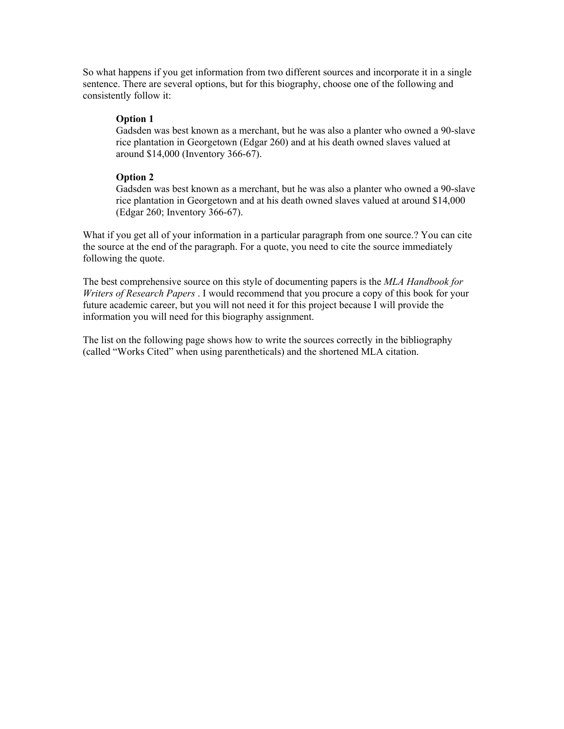So what happens if you get information from two different sources and incorporate it in a single sentence. There are several options, but for this biography, choose one of the following and consistently follow it:

> **Option 1**
> Gadsden was best known as a merchant, but he was also a planter who owned a 90-slave rice plantation in Georgetown (Edgar 260) and at his death owned slaves valued at around $14,000 (Inventory 366-67).
>
> **Option 2**
> Gadsden was best known as a merchant, but he was also a planter who owned a 90-slave rice plantation in Georgetown and at his death owned slaves valued at around $14,000 (Edgar 260; Inventory 366-67).

What if you get all of your information in a particular paragraph from one source.? You can cite the source at the end of the paragraph. For a quote, you need to cite the source immediately following the quote.

The best comprehensive source on this style of documenting papers is the *MLA Handbook for Writers of Research Papers* . I would recommend that you procure a copy of this book for your future academic career, but you will not need it for this project because I will provide the information you will need for this biography assignment.

The list on the following page shows how to write the sources correctly in the bibliography (called "Works Cited" when using parentheticals) and the shortened MLA citation.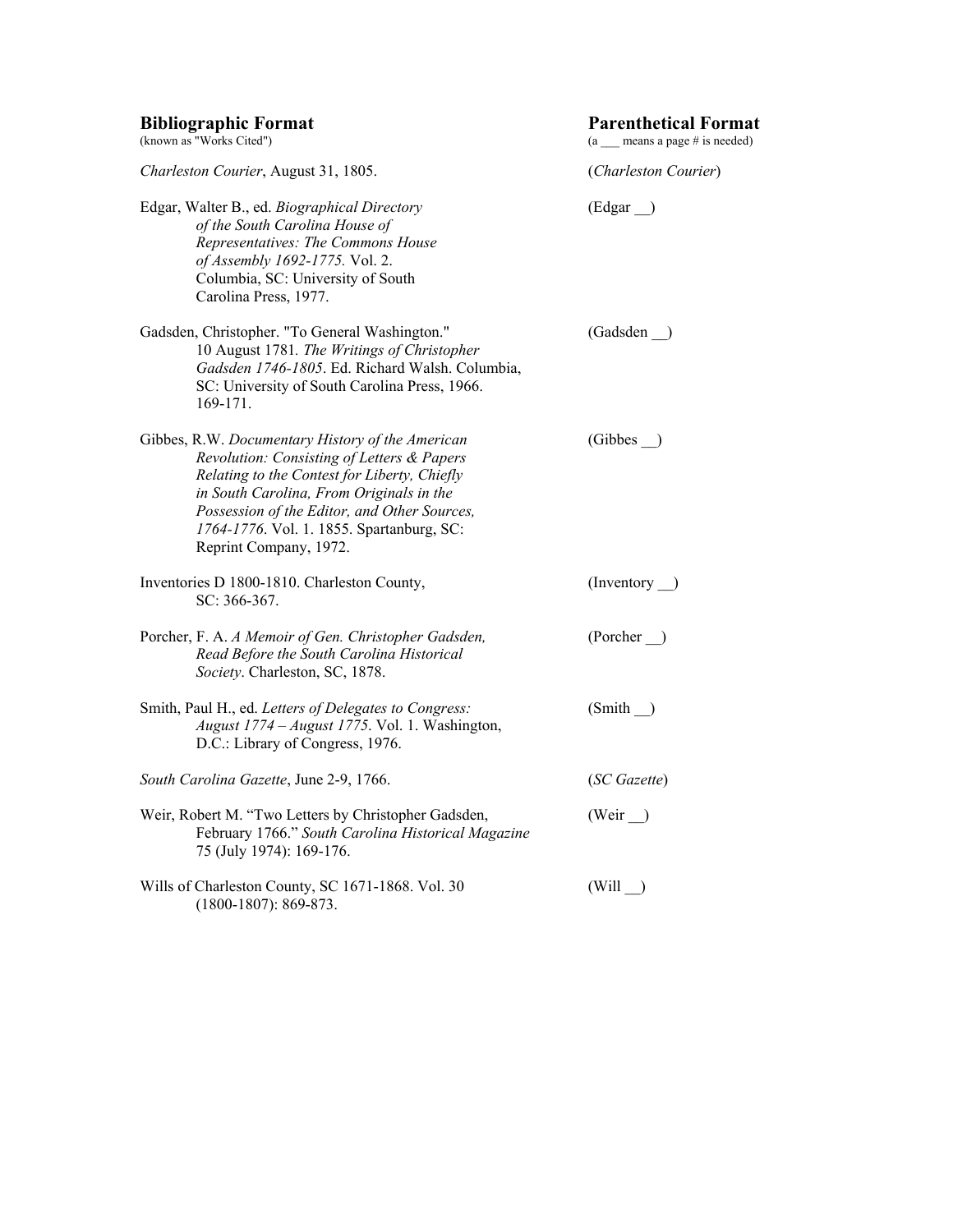| **Bibliographic Format** (known as "Works Cited") | **Parenthetical Format** (a ___ means a page # is needed) |
| --- | --- |
| *Charleston Courier*, August 31, 1805. | (*Charleston Courier*) |
| Edgar, Walter B., ed. *Biographical Directory of the South Carolina House of Representatives: The Commons House of Assembly 1692-1775.* Vol. 2. Columbia, SC: University of South Carolina Press, 1977. | (Edgar __) |
| Gadsden, Christopher. "To General Washington." 10 August 1781. *The Writings of Christopher Gadsden 1746-1805*. Ed. Richard Walsh. Columbia, SC: University of South Carolina Press, 1966. 169-171. | (Gadsden __) |
| Gibbes, R.W. *Documentary History of the American Revolution: Consisting of Letters & Papers Relating to the Contest for Liberty, Chiefly in South Carolina, From Originals in the Possession of the Editor, and Other Sources, 1764-1776*. Vol. 1. 1855. Spartanburg, SC: Reprint Company, 1972. | (Gibbes __) |
| Inventories D 1800-1810. Charleston County, SC: 366-367. | (Inventory __) |
| Porcher, F. A. *A Memoir of Gen. Christopher Gadsden, Read Before the South Carolina Historical Society*. Charleston, SC, 1878. | (Porcher __) |
| Smith, Paul H., ed. *Letters of Delegates to Congress: August 1774 – August 1775*. Vol. 1. Washington, D.C.: Library of Congress, 1976. | (Smith __) |
| *South Carolina Gazette*, June 2-9, 1766. | (*SC Gazette*) |
| Weir, Robert M. "Two Letters by Christopher Gadsden, February 1766." *South Carolina Historical Magazine* 75 (July 1974): 169-176. | (Weir __) |
| Wills of Charleston County, SC 1671-1868. Vol. 30 (1800-1807): 869-873. | (Will __) |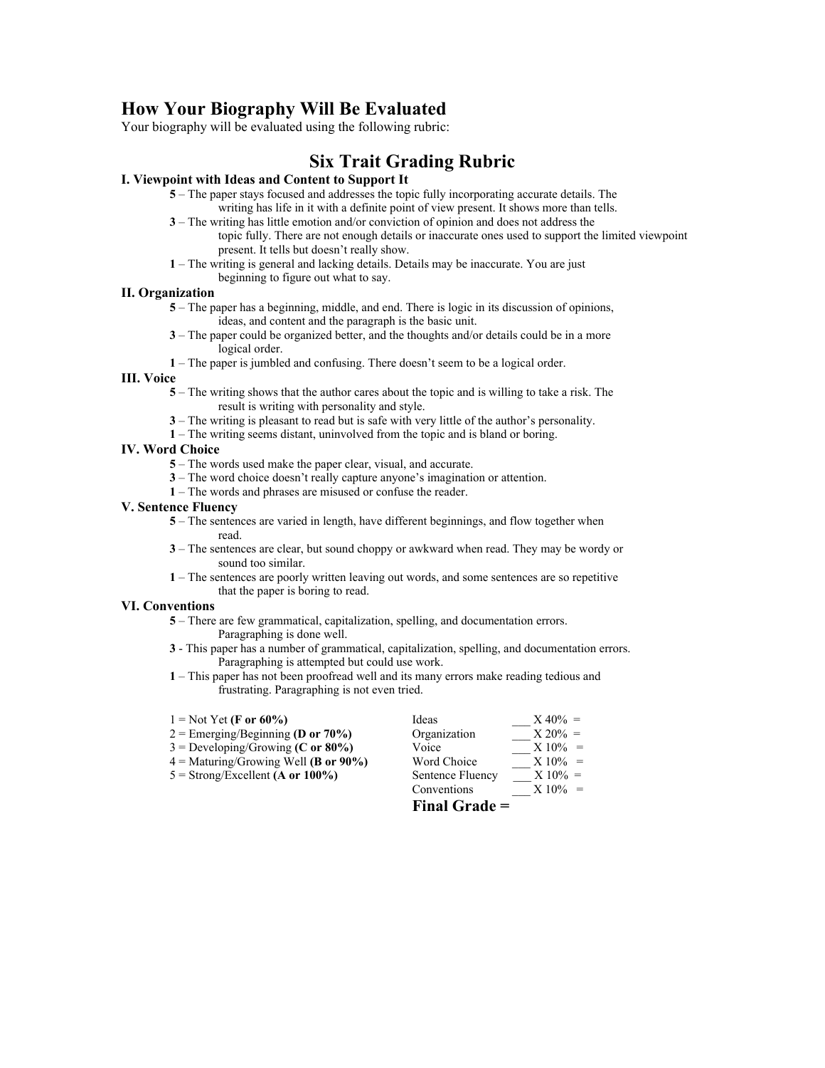## How Your Biography Will Be Evaluated

Your biography will be evaluated using the following rubric:

# Six Trait Grading Rubric

**I. Viewpoint with Ideas and Content to Support It**

- **5** – The paper stays focused and addresses the topic fully incorporating accurate details. The writing has life in it with a definite point of view present. It shows more than tells.
- **3** – The writing has little emotion and/or conviction of opinion and does not address the topic fully. There are not enough details or inaccurate ones used to support the limited viewpoint present. It tells but doesn't really show.
- **1** – The writing is general and lacking details. Details may be inaccurate. You are just beginning to figure out what to say.

**II. Organization**

- **5** – The paper has a beginning, middle, and end. There is logic in its discussion of opinions, ideas, and content and the paragraph is the basic unit.
- **3** – The paper could be organized better, and the thoughts and/or details could be in a more logical order.
- **1** – The paper is jumbled and confusing. There doesn't seem to be a logical order.

**III. Voice**

- **5** – The writing shows that the author cares about the topic and is willing to take a risk. The result is writing with personality and style.
- **3** – The writing is pleasant to read but is safe with very little of the author's personality.
- **1** – The writing seems distant, uninvolved from the topic and is bland or boring.

**IV. Word Choice**

- **5** – The words used make the paper clear, visual, and accurate.
- **3** – The word choice doesn't really capture anyone's imagination or attention.
- **1** – The words and phrases are misused or confuse the reader.

**V. Sentence Fluency**

- **5** – The sentences are varied in length, have different beginnings, and flow together when read.
- **3** – The sentences are clear, but sound choppy or awkward when read. They may be wordy or sound too similar.
- **1** – The sentences are poorly written leaving out words, and some sentences are so repetitive that the paper is boring to read.

**VI. Conventions**

- **5** – There are few grammatical, capitalization, spelling, and documentation errors. Paragraphing is done well.
- **3** - This paper has a number of grammatical, capitalization, spelling, and documentation errors. Paragraphing is attempted but could use work.
- **1** – This paper has not been proofread well and its many errors make reading tedious and frustrating. Paragraphing is not even tried.

1 = Not Yet **(F or 60%)**
2 = Emerging/Beginning **(D or 70%)**
3 = Developing/Growing **(C or 80%)**
4 = Maturing/Growing Well **(B or 90%)**
5 = Strong/Excellent **(A or 100%)**

| | | |
|---|---|---|
| Ideas | ___ X 40% | = |
| Organization | ___ X 20% | = |
| Voice | ___ X 10% | = |
| Word Choice | ___ X 10% | = |
| Sentence Fluency | ___ X 10% | = |
| Conventions | ___ X 10% | = |

**Final Grade =**